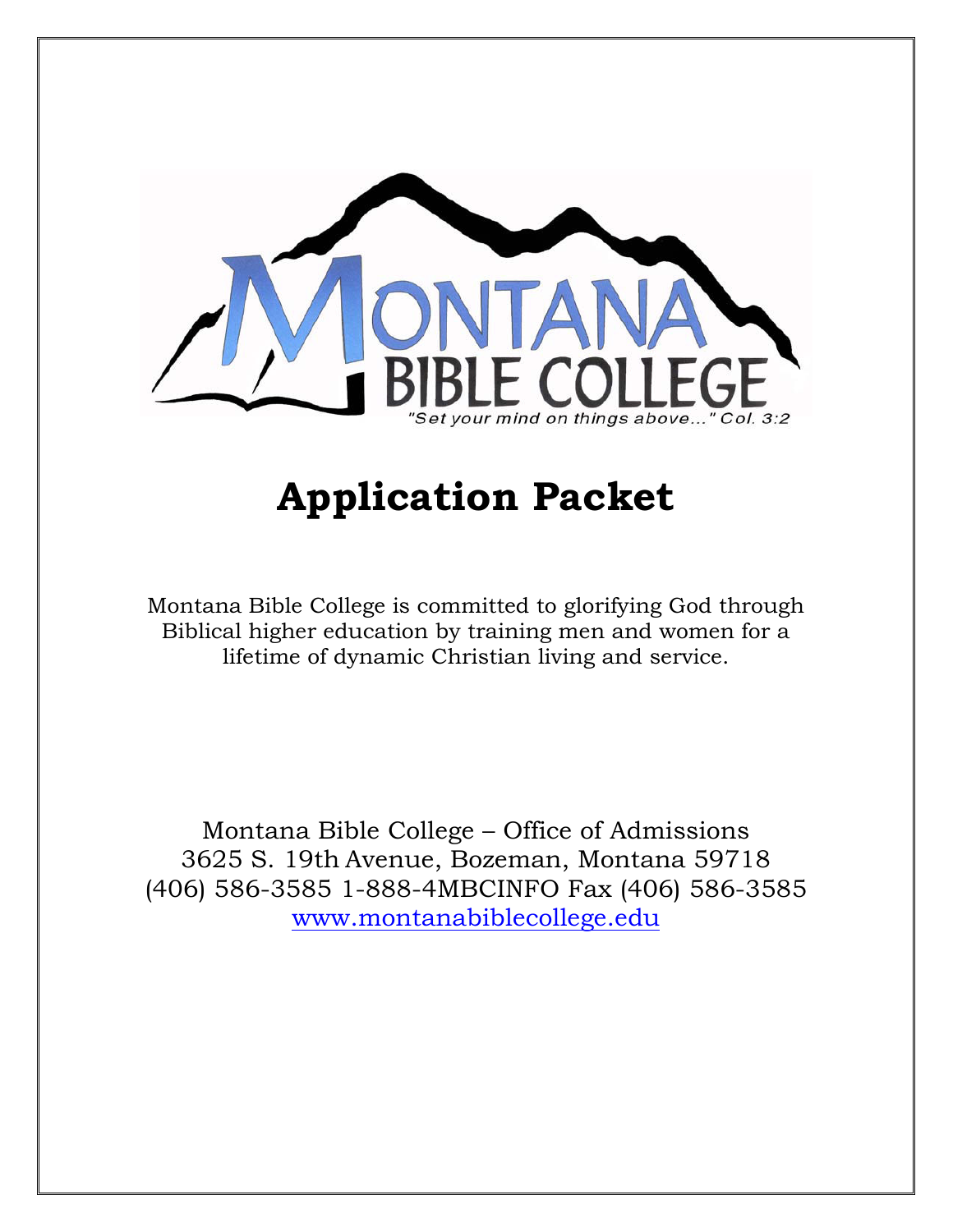MONTANA BIBLE COLLEGE

"Set your mind on things above..." Col. 3:2

# Application Packet

Montana Bible College is committed to glorifying God through Biblical higher education by training men and women for a lifetime of dynamic Christian living and service.

Montana Bible College – Office of Admissions
3625 S. 19th Avenue, Bozeman, Montana 59718
(406) 586-3585 1-888-4MBCINFO Fax (406) 586-3585
www.montanabiblecollege.edu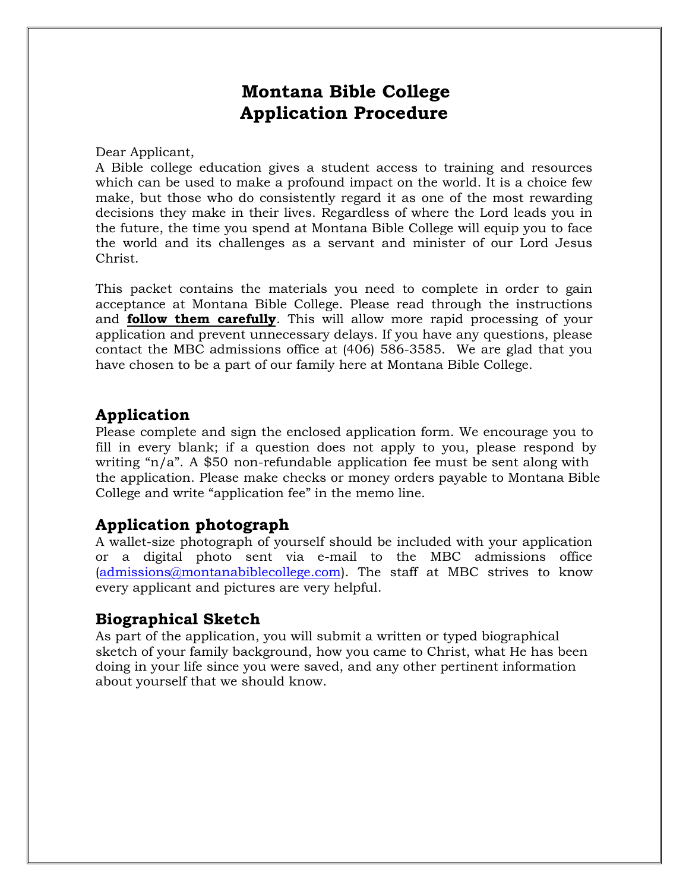# Montana Bible College
# Application Procedure

Dear Applicant,

A Bible college education gives a student access to training and resources which can be used to make a profound impact on the world. It is a choice few make, but those who do consistently regard it as one of the most rewarding decisions they make in their lives. Regardless of where the Lord leads you in the future, the time you spend at Montana Bible College will equip you to face the world and its challenges as a servant and minister of our Lord Jesus Christ.

This packet contains the materials you need to complete in order to gain acceptance at Montana Bible College. Please read through the instructions and **follow them carefully**. This will allow more rapid processing of your application and prevent unnecessary delays. If you have any questions, please contact the MBC admissions office at (406) 586-3585. We are glad that you have chosen to be a part of our family here at Montana Bible College.

## Application

Please complete and sign the enclosed application form. We encourage you to fill in every blank; if a question does not apply to you, please respond by writing "n/a". A $50 non-refundable application fee must be sent along with the application. Please make checks or money orders payable to Montana Bible College and write "application fee" in the memo line.

## Application photograph

A wallet-size photograph of yourself should be included with your application or a digital photo sent via e-mail to the MBC admissions office (admissions@montanabiblecollege.com). The staff at MBC strives to know every applicant and pictures are very helpful.

## Biographical Sketch

As part of the application, you will submit a written or typed biographical sketch of your family background, how you came to Christ, what He has been doing in your life since you were saved, and any other pertinent information about yourself that we should know.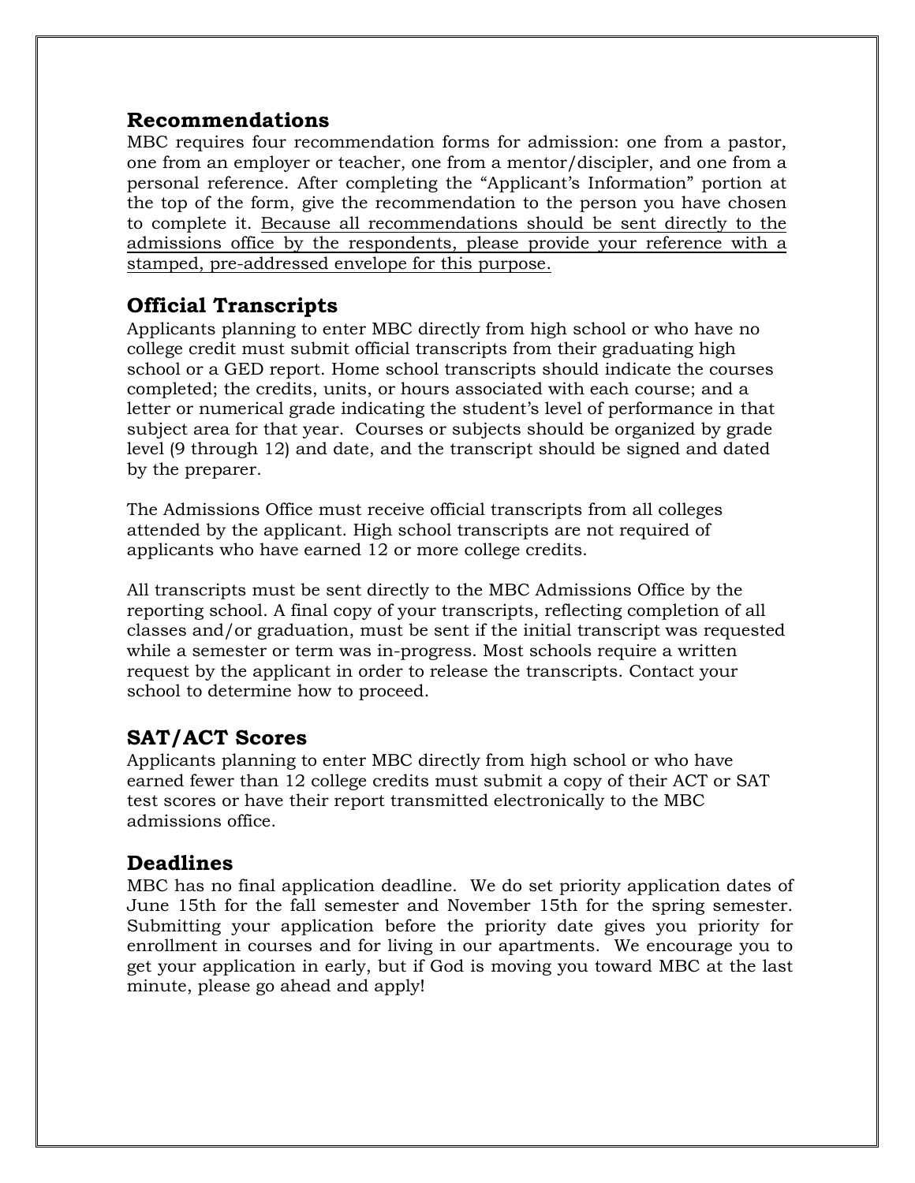## Recommendations

MBC requires four recommendation forms for admission: one from a pastor, one from an employer or teacher, one from a mentor/discipler, and one from a personal reference. After completing the "Applicant's Information" portion at the top of the form, give the recommendation to the person you have chosen to complete it. <u>Because all recommendations should be sent directly to the admissions office by the respondents, please provide your reference with a stamped, pre-addressed envelope for this purpose.</u>

## Official Transcripts

Applicants planning to enter MBC directly from high school or who have no college credit must submit official transcripts from their graduating high school or a GED report. Home school transcripts should indicate the courses completed; the credits, units, or hours associated with each course; and a letter or numerical grade indicating the student's level of performance in that subject area for that year. Courses or subjects should be organized by grade level (9 through 12) and date, and the transcript should be signed and dated by the preparer.

The Admissions Office must receive official transcripts from all colleges attended by the applicant. High school transcripts are not required of applicants who have earned 12 or more college credits.

All transcripts must be sent directly to the MBC Admissions Office by the reporting school. A final copy of your transcripts, reflecting completion of all classes and/or graduation, must be sent if the initial transcript was requested while a semester or term was in-progress. Most schools require a written request by the applicant in order to release the transcripts. Contact your school to determine how to proceed.

## SAT/ACT Scores

Applicants planning to enter MBC directly from high school or who have earned fewer than 12 college credits must submit a copy of their ACT or SAT test scores or have their report transmitted electronically to the MBC admissions office.

## Deadlines

MBC has no final application deadline. We do set priority application dates of June 15th for the fall semester and November 15th for the spring semester. Submitting your application before the priority date gives you priority for enrollment in courses and for living in our apartments. We encourage you to get your application in early, but if God is moving you toward MBC at the last minute, please go ahead and apply!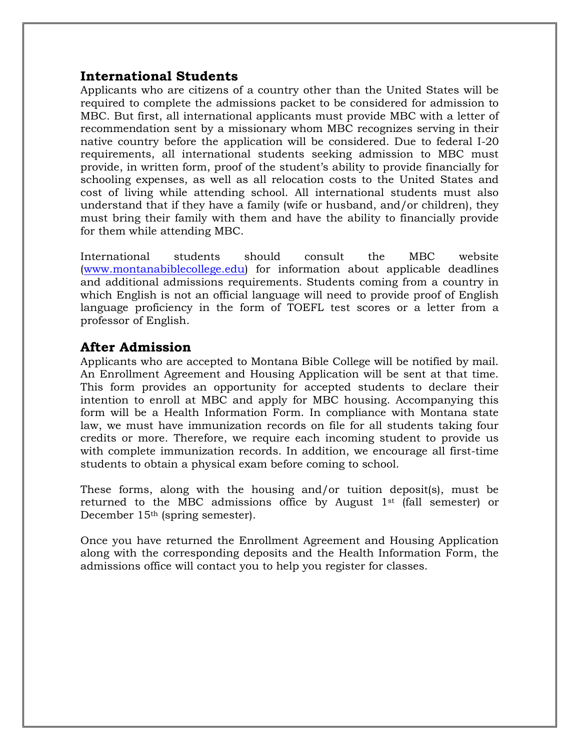## International Students

Applicants who are citizens of a country other than the United States will be required to complete the admissions packet to be considered for admission to MBC. But first, all international applicants must provide MBC with a letter of recommendation sent by a missionary whom MBC recognizes serving in their native country before the application will be considered. Due to federal I-20 requirements, all international students seeking admission to MBC must provide, in written form, proof of the student's ability to provide financially for schooling expenses, as well as all relocation costs to the United States and cost of living while attending school. All international students must also understand that if they have a family (wife or husband, and/or children), they must bring their family with them and have the ability to financially provide for them while attending MBC.

International students should consult the MBC website (www.montanabiblecollege.edu) for information about applicable deadlines and additional admissions requirements. Students coming from a country in which English is not an official language will need to provide proof of English language proficiency in the form of TOEFL test scores or a letter from a professor of English.

## After Admission

Applicants who are accepted to Montana Bible College will be notified by mail. An Enrollment Agreement and Housing Application will be sent at that time. This form provides an opportunity for accepted students to declare their intention to enroll at MBC and apply for MBC housing. Accompanying this form will be a Health Information Form. In compliance with Montana state law, we must have immunization records on file for all students taking four credits or more. Therefore, we require each incoming student to provide us with complete immunization records. In addition, we encourage all first-time students to obtain a physical exam before coming to school.

These forms, along with the housing and/or tuition deposit(s), must be returned to the MBC admissions office by August 1st (fall semester) or December 15th (spring semester).

Once you have returned the Enrollment Agreement and Housing Application along with the corresponding deposits and the Health Information Form, the admissions office will contact you to help you register for classes.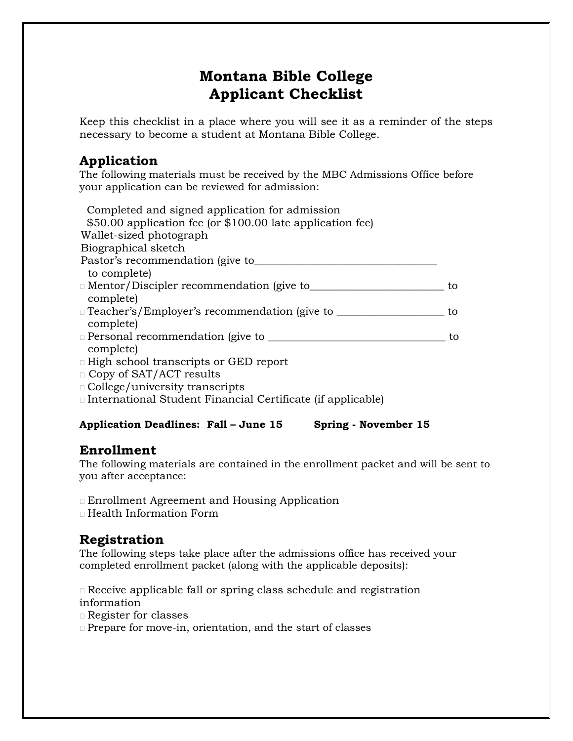# Montana Bible College
# Applicant Checklist

Keep this checklist in a place where you will see it as a reminder of the steps necessary to become a student at Montana Bible College.

## Application

The following materials must be received by the MBC Admissions Office before your application can be reviewed for admission:

- Completed and signed application for admission
- $50.00 application fee (or $100.00 late application fee)
- Wallet-sized photograph
- Biographical sketch
- Pastor's recommendation (give to__________________________________ to complete)
- □ Mentor/Discipler recommendation (give to_________________________ to complete)
- □ Teacher's/Employer's recommendation (give to ____________________ to complete)
- □ Personal recommendation (give to _________________________________ to complete)
- □ High school transcripts or GED report
- □ Copy of SAT/ACT results
- □ College/university transcripts
- □ International Student Financial Certificate (if applicable)

**Application Deadlines: Fall – June 15 Spring - November 15**

## Enrollment

The following materials are contained in the enrollment packet and will be sent to you after acceptance:

- □ Enrollment Agreement and Housing Application
- □ Health Information Form

## Registration

The following steps take place after the admissions office has received your completed enrollment packet (along with the applicable deposits):

- □ Receive applicable fall or spring class schedule and registration information
- □ Register for classes
- □ Prepare for move-in, orientation, and the start of classes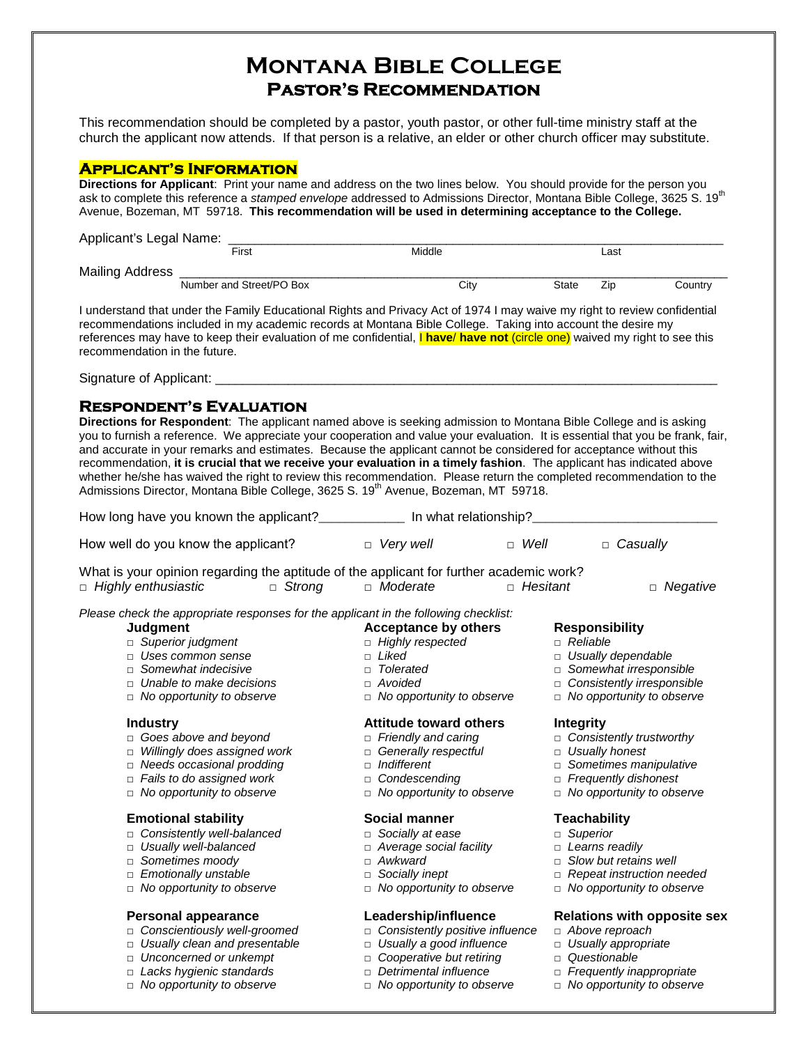# Montana Bible College

## Pastor's Recommendation

This recommendation should be completed by a pastor, youth pastor, or other full-time ministry staff at the church the applicant now attends. If that person is a relative, an elder or other church officer may substitute.

### Applicant's Information

**Directions for Applicant**: Print your name and address on the two lines below. You should provide for the person you ask to complete this reference a *stamped envelope* addressed to Admissions Director, Montana Bible College, 3625 S. 19th Avenue, Bozeman, MT 59718. **This recommendation will be used in determining acceptance to the College.**

Applicant's Legal Name: ______________________________________________
First Middle Last

Mailing Address ______________________________________________
Number and Street/PO Box City State Zip Country

I understand that under the Family Educational Rights and Privacy Act of 1974 I may waive my right to review confidential recommendations included in my academic records at Montana Bible College. Taking into account the desire my references may have to keep their evaluation of me confidential, I **have**/ **have not** (circle one) waived my right to see this recommendation in the future.

Signature of Applicant: ______________________________________________

### Respondent's Evaluation

**Directions for Respondent**: The applicant named above is seeking admission to Montana Bible College and is asking you to furnish a reference. We appreciate your cooperation and value your evaluation. It is essential that you be frank, fair, and accurate in your remarks and estimates. Because the applicant cannot be considered for acceptance without this recommendation, **it is crucial that we receive your evaluation in a timely fashion**. The applicant has indicated above whether he/she has waived the right to review this recommendation. Please return the completed recommendation to the Admissions Director, Montana Bible College, 3625 S. 19th Avenue, Bozeman, MT 59718.

How long have you known the applicant?____________ In what relationship?__________________________

How well do you know the applicant? □ *Very well* □ *Well* □ *Casually*

What is your opinion regarding the aptitude of the applicant for further academic work?
□ *Highly enthusiastic* □ *Strong* □ *Moderate* □ *Hesitant* □ *Negative*

*Please check the appropriate responses for the applicant in the following checklist:*

**Judgment**
- □ *Superior judgment*
- □ *Uses common sense*
- □ *Somewhat indecisive*
- □ *Unable to make decisions*
- □ *No opportunity to observe*

**Acceptance by others**
- □ *Highly respected*
- □ *Liked*
- □ *Tolerated*
- □ *Avoided*
- □ *No opportunity to observe*

**Responsibility**
- □ *Reliable*
- □ *Usually dependable*
- □ *Somewhat irresponsible*
- □ *Consistently irresponsible*
- □ *No opportunity to observe*

**Industry**
- □ *Goes above and beyond*
- □ *Willingly does assigned work*
- □ *Needs occasional prodding*
- □ *Fails to do assigned work*
- □ *No opportunity to observe*

**Attitude toward others**
- □ *Friendly and caring*
- □ *Generally respectful*
- □ *Indifferent*
- □ *Condescending*
- □ *No opportunity to observe*

**Integrity**
- □ *Consistently trustworthy*
- □ *Usually honest*
- □ *Sometimes manipulative*
- □ *Frequently dishonest*
- □ *No opportunity to observe*

**Emotional stability**
- □ *Consistently well-balanced*
- □ *Usually well-balanced*
- □ *Sometimes moody*
- □ *Emotionally unstable*
- □ *No opportunity to observe*

**Social manner**
- □ *Socially at ease*
- □ *Average social facility*
- □ *Awkward*
- □ *Socially inept*
- □ *No opportunity to observe*

**Teachability**
- □ *Superior*
- □ *Learns readily*
- □ *Slow but retains well*
- □ *Repeat instruction needed*
- □ *No opportunity to observe*

**Personal appearance**
- □ *Conscientiously well-groomed*
- □ *Usually clean and presentable*
- □ *Unconcerned or unkempt*
- □ *Lacks hygienic standards*
- □ *No opportunity to observe*

**Leadership/influence**
- □ *Consistently positive influence*
- □ *Usually a good influence*
- □ *Cooperative but retiring*
- □ *Detrimental influence*
- □ *No opportunity to observe*

**Relations with opposite sex**
- □ *Above reproach*
- □ *Usually appropriate*
- □ *Questionable*
- □ *Frequently inappropriate*
- □ *No opportunity to observe*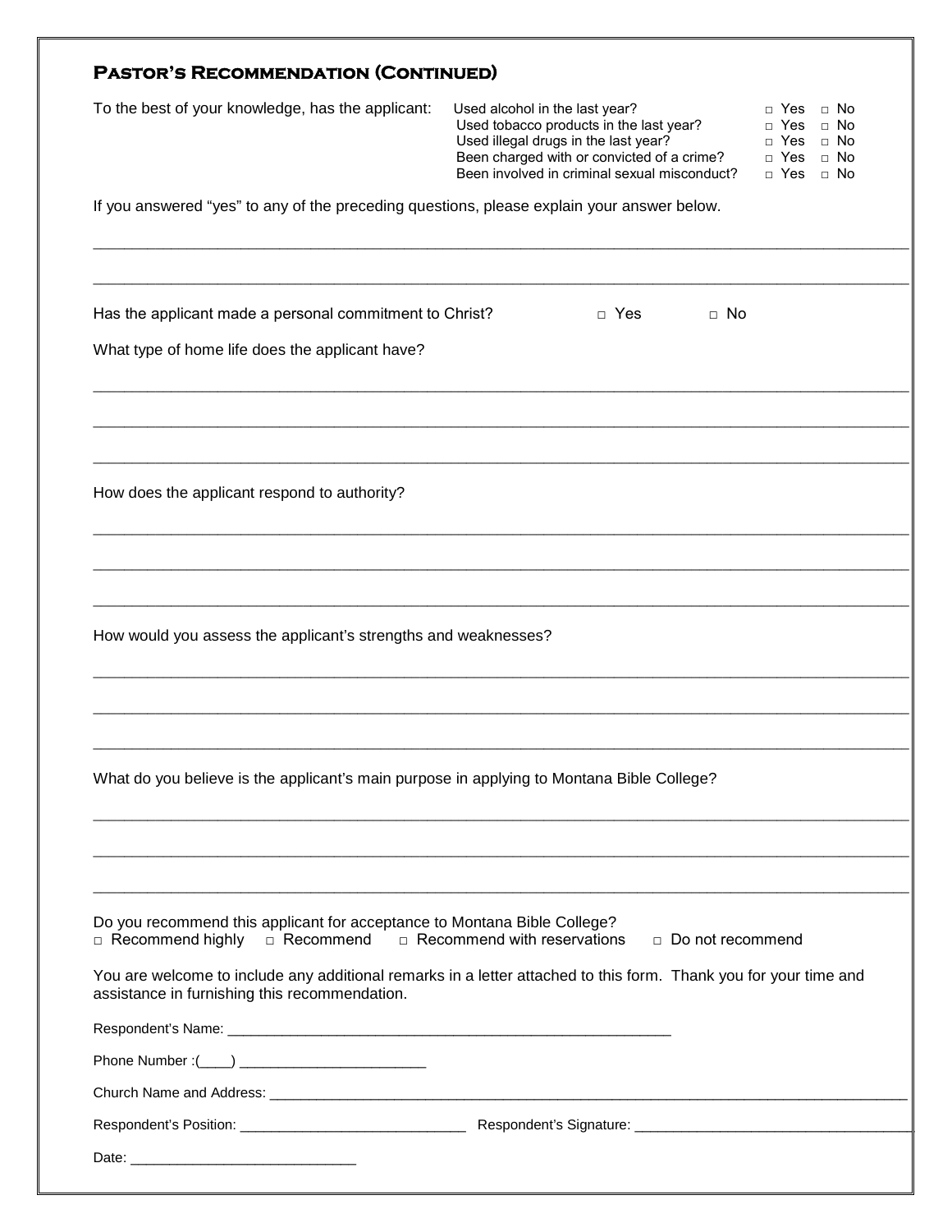## Pastor's Recommendation (Continued)

To the best of your knowledge, has the applicant:

| | | |
|---|---|---|
| Used alcohol in the last year? | □ Yes | □ No |
| Used tobacco products in the last year? | □ Yes | □ No |
| Used illegal drugs in the last year? | □ Yes | □ No |
| Been charged with or convicted of a crime? | □ Yes | □ No |
| Been involved in criminal sexual misconduct? | □ Yes | □ No |

If you answered "yes" to any of the preceding questions, please explain your answer below.

______________________________________________________________________________

______________________________________________________________________________

Has the applicant made a personal commitment to Christ? □ Yes □ No

What type of home life does the applicant have?

______________________________________________________________________________

______________________________________________________________________________

______________________________________________________________________________

How does the applicant respond to authority?

______________________________________________________________________________

______________________________________________________________________________

______________________________________________________________________________

How would you assess the applicant's strengths and weaknesses?

______________________________________________________________________________

______________________________________________________________________________

______________________________________________________________________________

What do you believe is the applicant's main purpose in applying to Montana Bible College?

______________________________________________________________________________

______________________________________________________________________________

______________________________________________________________________________

Do you recommend this applicant for acceptance to Montana Bible College?
□ Recommend highly □ Recommend □ Recommend with reservations □ Do not recommend

You are welcome to include any additional remarks in a letter attached to this form. Thank you for your time and assistance in furnishing this recommendation.

Respondent's Name: ____________________________________________________________

Phone Number :(____) ________________________

Church Name and Address: ______________________________________________________________________________

Respondent's Position: ____________________________ Respondent's Signature: ___________________________________

Date: ____________________________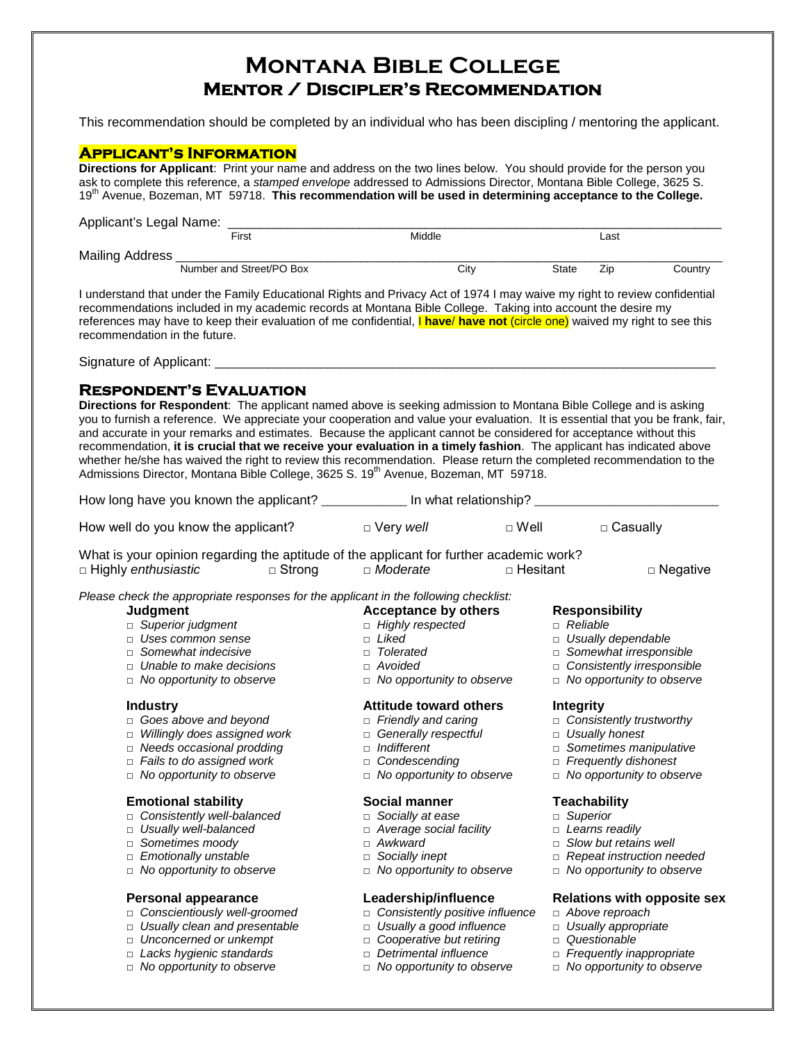# Montana Bible College

## Mentor / Discipler's Recommendation

This recommendation should be completed by an individual who has been discipling / mentoring the applicant.

### Applicant's Information

**Directions for Applicant**: Print your name and address on the two lines below. You should provide for the person you ask to complete this reference, a *stamped envelope* addressed to Admissions Director, Montana Bible College, 3625 S. 19th Avenue, Bozeman, MT 59718. **This recommendation will be used in determining acceptance to the College.**

Applicant's Legal Name: ______________________________________________
First Middle Last

Mailing Address ______________________________________________
Number and Street/PO Box City State Zip Country

I understand that under the Family Educational Rights and Privacy Act of 1974 I may waive my right to review confidential recommendations included in my academic records at Montana Bible College. Taking into account the desire my references may have to keep their evaluation of me confidential, I **have**/ **have not** (circle one) waived my right to see this recommendation in the future.

Signature of Applicant: ______________________________________________

### Respondent's Evaluation

**Directions for Respondent**: The applicant named above is seeking admission to Montana Bible College and is asking you to furnish a reference. We appreciate your cooperation and value your evaluation. It is essential that you be frank, fair, and accurate in your remarks and estimates. Because the applicant cannot be considered for acceptance without this recommendation, **it is crucial that we receive your evaluation in a timely fashion**. The applicant has indicated above whether he/she has waived the right to review this recommendation. Please return the completed recommendation to the Admissions Director, Montana Bible College, 3625 S. 19th Avenue, Bozeman, MT 59718.

How long have you known the applicant? ____________ In what relationship? _________________________

How well do you know the applicant? □ Very *well* □ Well □ Casually

What is your opinion regarding the aptitude of the applicant for further academic work?
□ Highly *enthusiastic* □ Strong □ *Moderate* □ Hesitant □ Negative

*Please check the appropriate responses for the applicant in the following checklist:*

**Judgment**
- □ *Superior judgment*
- □ *Uses common sense*
- □ *Somewhat indecisive*
- □ *Unable to make decisions*
- □ *No opportunity to observe*

**Acceptance by others**
- □ *Highly respected*
- □ *Liked*
- □ *Tolerated*
- □ *Avoided*
- □ *No opportunity to observe*

**Responsibility**
- □ *Reliable*
- □ *Usually dependable*
- □ *Somewhat irresponsible*
- □ *Consistently irresponsible*
- □ *No opportunity to observe*

**Industry**
- □ *Goes above and beyond*
- □ *Willingly does assigned work*
- □ *Needs occasional prodding*
- □ *Fails to do assigned work*
- □ *No opportunity to observe*

**Attitude toward others**
- □ *Friendly and caring*
- □ *Generally respectful*
- □ *Indifferent*
- □ *Condescending*
- □ *No opportunity to observe*

**Integrity**
- □ *Consistently trustworthy*
- □ *Usually honest*
- □ *Sometimes manipulative*
- □ *Frequently dishonest*
- □ *No opportunity to observe*

**Emotional stability**
- □ *Consistently well-balanced*
- □ *Usually well-balanced*
- □ *Sometimes moody*
- □ *Emotionally unstable*
- □ *No opportunity to observe*

**Social manner**
- □ *Socially at ease*
- □ *Average social facility*
- □ *Awkward*
- □ *Socially inept*
- □ *No opportunity to observe*

**Teachability**
- □ *Superior*
- □ *Learns readily*
- □ *Slow but retains well*
- □ *Repeat instruction needed*
- □ *No opportunity to observe*

**Personal appearance**
- □ *Conscientiously well-groomed*
- □ *Usually clean and presentable*
- □ *Unconcerned or unkempt*
- □ *Lacks hygienic standards*
- □ *No opportunity to observe*

**Leadership/influence**
- □ *Consistently positive influence*
- □ *Usually a good influence*
- □ *Cooperative but retiring*
- □ *Detrimental influence*
- □ *No opportunity to observe*

**Relations with opposite sex**
- □ *Above reproach*
- □ *Usually appropriate*
- □ *Questionable*
- □ *Frequently inappropriate*
- □ *No opportunity to observe*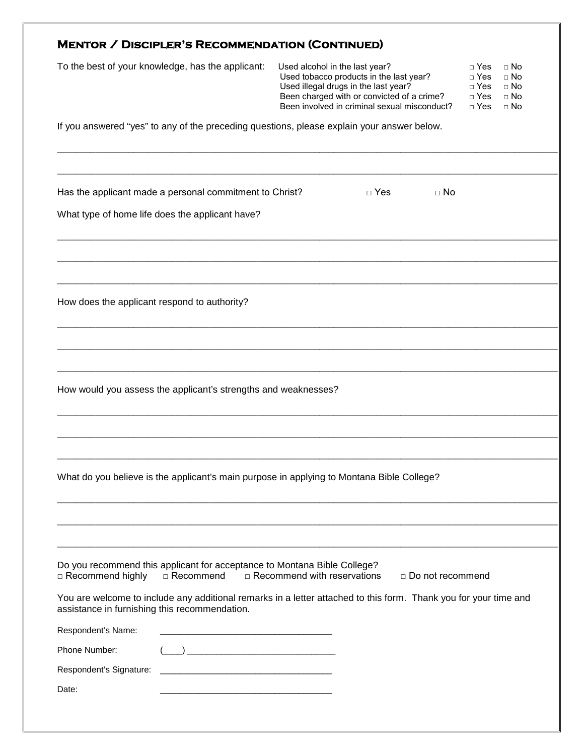## Mentor / Discipler's Recommendation (Continued)

To the best of your knowledge, has the applicant:

| | | |
|---|---|---|
| Used alcohol in the last year? | □ Yes | □ No |
| Used tobacco products in the last year? | □ Yes | □ No |
| Used illegal drugs in the last year? | □ Yes | □ No |
| Been charged with or convicted of a crime? | □ Yes | □ No |
| Been involved in criminal sexual misconduct? | □ Yes | □ No |

If you answered "yes" to any of the preceding questions, please explain your answer below.

______________________________________________________________________________________

______________________________________________________________________________________

Has the applicant made a personal commitment to Christ? □ Yes □ No

What type of home life does the applicant have?

______________________________________________________________________________________

______________________________________________________________________________________

______________________________________________________________________________________

How does the applicant respond to authority?

______________________________________________________________________________________

______________________________________________________________________________________

______________________________________________________________________________________

How would you assess the applicant's strengths and weaknesses?

______________________________________________________________________________________

______________________________________________________________________________________

______________________________________________________________________________________

What do you believe is the applicant's main purpose in applying to Montana Bible College?

______________________________________________________________________________________

______________________________________________________________________________________

______________________________________________________________________________________

Do you recommend this applicant for acceptance to Montana Bible College?
□ Recommend highly □ Recommend □ Recommend with reservations □ Do not recommend

You are welcome to include any additional remarks in a letter attached to this form. Thank you for your time and assistance in furnishing this recommendation.

Respondent's Name: ___________________________________

Phone Number: (____) ______________________________

Respondent's Signature: ___________________________________

Date: ___________________________________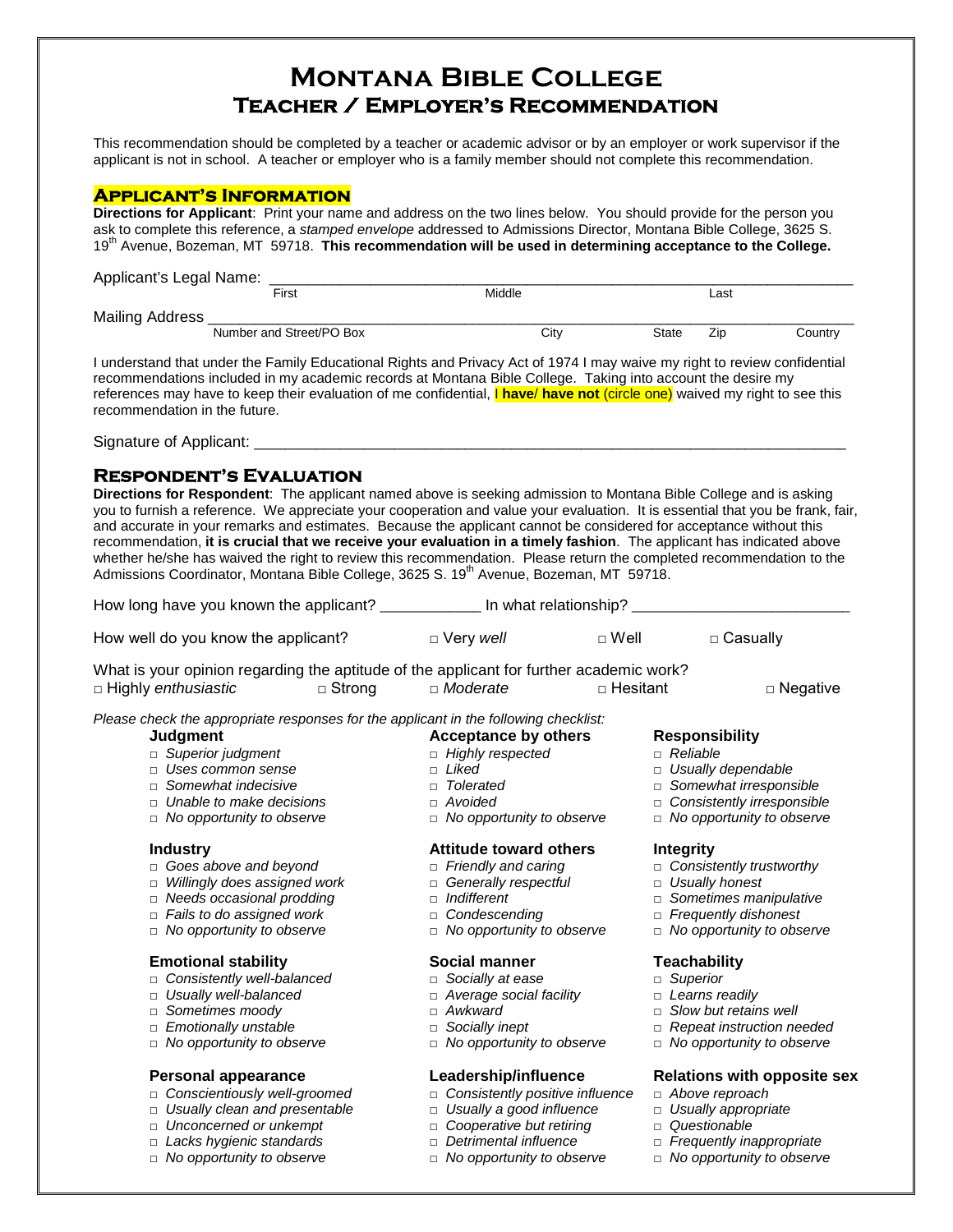# Montana Bible College
## Teacher / Employer's Recommendation

This recommendation should be completed by a teacher or academic advisor or by an employer or work supervisor if the applicant is not in school. A teacher or employer who is a family member should not complete this recommendation.

### Applicant's Information

**Directions for Applicant**: Print your name and address on the two lines below. You should provide for the person you ask to complete this reference, a *stamped envelope* addressed to Admissions Director, Montana Bible College, 3625 S. 19th Avenue, Bozeman, MT 59718. **This recommendation will be used in determining acceptance to the College.**

Applicant's Legal Name: ______________________________________________
First Middle Last

Mailing Address ______________________________________________
Number and Street/PO Box City State Zip Country

I understand that under the Family Educational Rights and Privacy Act of 1974 I may waive my right to review confidential recommendations included in my academic records at Montana Bible College. Taking into account the desire my references may have to keep their evaluation of me confidential, I **have**/ **have not** (circle one) waived my right to see this recommendation in the future.

Signature of Applicant: ______________________________________________

### Respondent's Evaluation

**Directions for Respondent**: The applicant named above is seeking admission to Montana Bible College and is asking you to furnish a reference. We appreciate your cooperation and value your evaluation. It is essential that you be frank, fair, and accurate in your remarks and estimates. Because the applicant cannot be considered for acceptance without this recommendation, **it is crucial that we receive your evaluation in a timely fashion**. The applicant has indicated above whether he/she has waived the right to review this recommendation. Please return the completed recommendation to the Admissions Coordinator, Montana Bible College, 3625 S. 19th Avenue, Bozeman, MT 59718.

How long have you known the applicant? ____________ In what relationship? ______________________

How well do you know the applicant? □ Very *well* □ Well □ Casually

What is your opinion regarding the aptitude of the applicant for further academic work?
□ Highly *enthusiastic* □ Strong □ *Moderate* □ Hesitant □ Negative

*Please check the appropriate responses for the applicant in the following checklist:*

**Judgment**
- □ *Superior judgment*
- □ *Uses common sense*
- □ *Somewhat indecisive*
- □ *Unable to make decisions*
- □ *No opportunity to observe*

**Acceptance by others**
- □ *Highly respected*
- □ *Liked*
- □ *Tolerated*
- □ *Avoided*
- □ *No opportunity to observe*

**Responsibility**
- □ *Reliable*
- □ *Usually dependable*
- □ *Somewhat irresponsible*
- □ *Consistently irresponsible*
- □ *No opportunity to observe*

**Industry**
- □ *Goes above and beyond*
- □ *Willingly does assigned work*
- □ *Needs occasional prodding*
- □ *Fails to do assigned work*
- □ *No opportunity to observe*

**Attitude toward others**
- □ *Friendly and caring*
- □ *Generally respectful*
- □ *Indifferent*
- □ *Condescending*
- □ *No opportunity to observe*

**Integrity**
- □ *Consistently trustworthy*
- □ *Usually honest*
- □ *Sometimes manipulative*
- □ *Frequently dishonest*
- □ *No opportunity to observe*

**Emotional stability**
- □ *Consistently well-balanced*
- □ *Usually well-balanced*
- □ *Sometimes moody*
- □ *Emotionally unstable*
- □ *No opportunity to observe*

**Social manner**
- □ *Socially at ease*
- □ *Average social facility*
- □ *Awkward*
- □ *Socially inept*
- □ *No opportunity to observe*

**Teachability**
- □ *Superior*
- □ *Learns readily*
- □ *Slow but retains well*
- □ *Repeat instruction needed*
- □ *No opportunity to observe*

**Personal appearance**
- □ *Conscientiously well-groomed*
- □ *Usually clean and presentable*
- □ *Unconcerned or unkempt*
- □ *Lacks hygienic standards*
- □ *No opportunity to observe*

**Leadership/influence**
- □ *Consistently positive influence*
- □ *Usually a good influence*
- □ *Cooperative but retiring*
- □ *Detrimental influence*
- □ *No opportunity to observe*

**Relations with opposite sex**
- □ *Above reproach*
- □ *Usually appropriate*
- □ *Questionable*
- □ *Frequently inappropriate*
- □ *No opportunity to observe*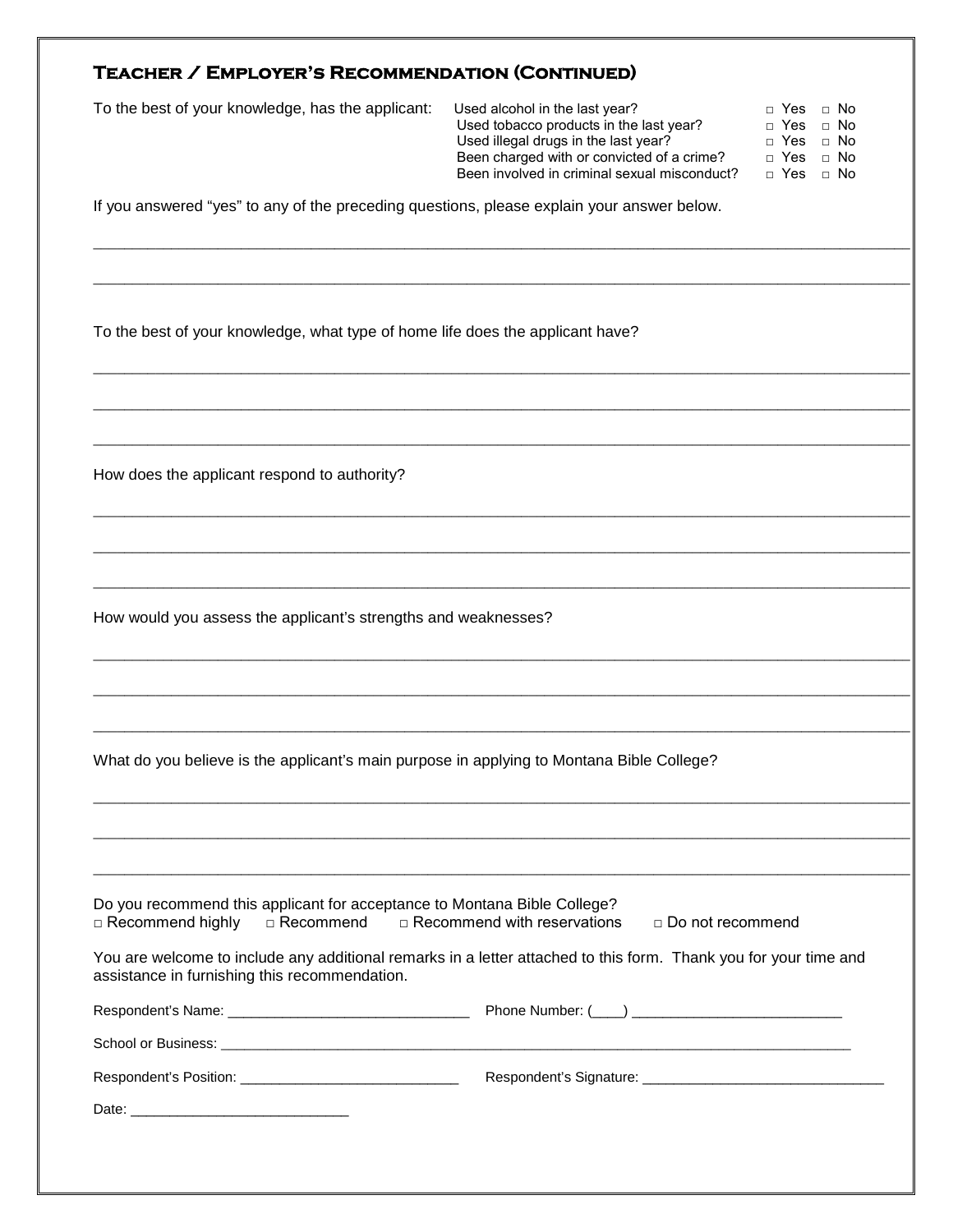## Teacher / Employer's Recommendation (Continued)

To the best of your knowledge, has the applicant:

| | | |
|---|---|---|
| Used alcohol in the last year? | □ Yes | □ No |
| Used tobacco products in the last year? | □ Yes | □ No |
| Used illegal drugs in the last year? | □ Yes | □ No |
| Been charged with or convicted of a crime? | □ Yes | □ No |
| Been involved in criminal sexual misconduct? | □ Yes | □ No |

If you answered "yes" to any of the preceding questions, please explain your answer below.

___________________________________________________________________________________________

___________________________________________________________________________________________

To the best of your knowledge, what type of home life does the applicant have?

___________________________________________________________________________________________

___________________________________________________________________________________________

___________________________________________________________________________________________

How does the applicant respond to authority?

___________________________________________________________________________________________

___________________________________________________________________________________________

___________________________________________________________________________________________

How would you assess the applicant's strengths and weaknesses?

___________________________________________________________________________________________

___________________________________________________________________________________________

___________________________________________________________________________________________

What do you believe is the applicant's main purpose in applying to Montana Bible College?

___________________________________________________________________________________________

___________________________________________________________________________________________

___________________________________________________________________________________________

Do you recommend this applicant for acceptance to Montana Bible College?

□ Recommend highly □ Recommend □ Recommend with reservations □ Do not recommend

You are welcome to include any additional remarks in a letter attached to this form. Thank you for your time and assistance in furnishing this recommendation.

Respondent's Name: ______________________________ Phone Number: (____) __________________________

School or Business: ________________________________________________________________________________

Respondent's Position: ____________________________ Respondent's Signature: ______________________________

Date: ____________________________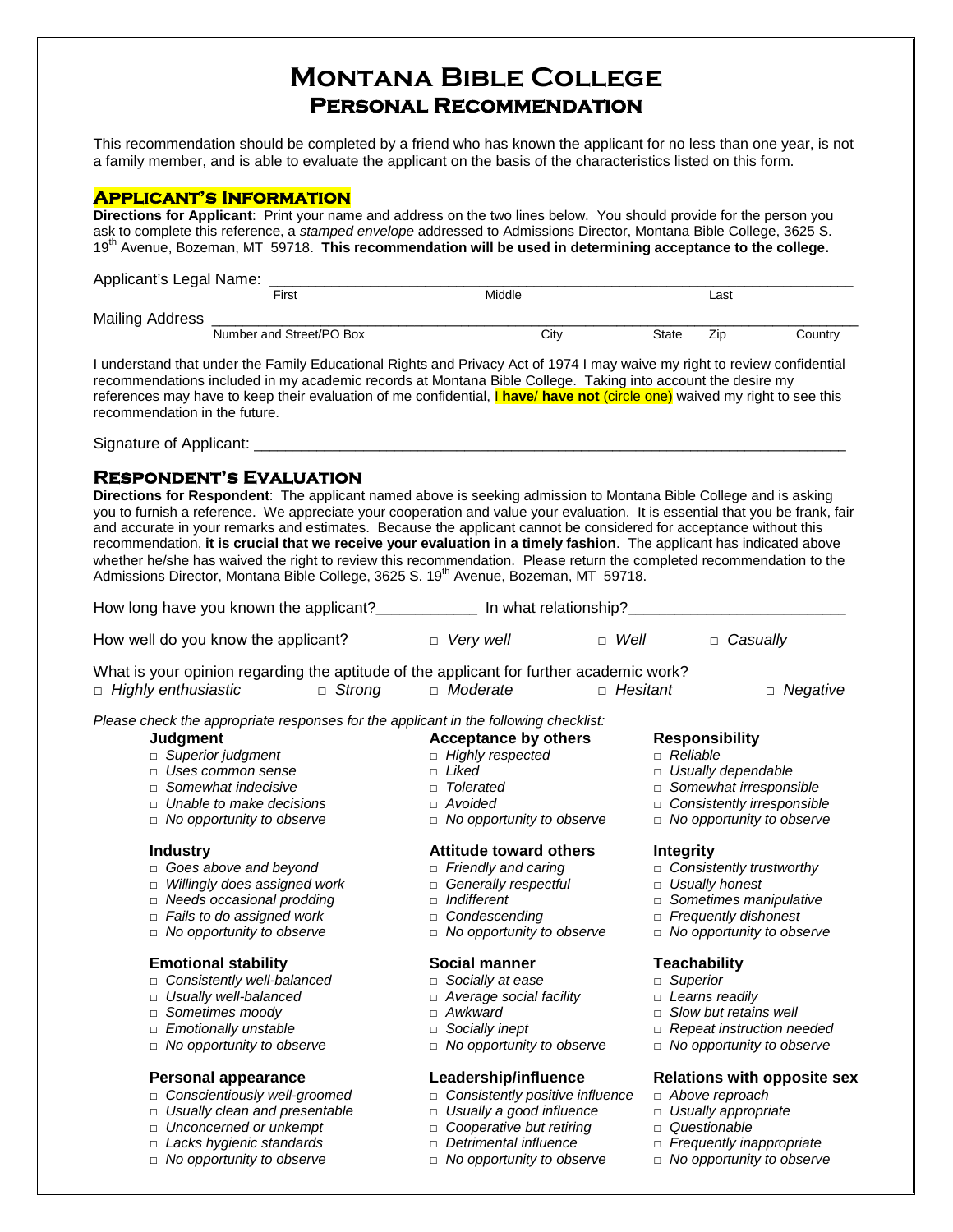# Montana Bible College
## Personal Recommendation

This recommendation should be completed by a friend who has known the applicant for no less than one year, is not a family member, and is able to evaluate the applicant on the basis of the characteristics listed on this form.

### Applicant's Information

**Directions for Applicant**: Print your name and address on the two lines below. You should provide for the person you ask to complete this reference, a *stamped envelope* addressed to Admissions Director, Montana Bible College, 3625 S. 19th Avenue, Bozeman, MT 59718. **This recommendation will be used in determining acceptance to the college.**

Applicant's Legal Name: ______________________________________________________________
First Middle Last

Mailing Address ______________________________________________________________
Number and Street/PO Box City State Zip Country

I understand that under the Family Educational Rights and Privacy Act of 1974 I may waive my right to review confidential recommendations included in my academic records at Montana Bible College. Taking into account the desire my references may have to keep their evaluation of me confidential, I **have**/ **have not** (circle one) waived my right to see this recommendation in the future.

Signature of Applicant: ______________________________________________________________

### Respondent's Evaluation

**Directions for Respondent**: The applicant named above is seeking admission to Montana Bible College and is asking you to furnish a reference. We appreciate your cooperation and value your evaluation. It is essential that you be frank, fair and accurate in your remarks and estimates. Because the applicant cannot be considered for acceptance without this recommendation, **it is crucial that we receive your evaluation in a timely fashion**. The applicant has indicated above whether he/she has waived the right to review this recommendation. Please return the completed recommendation to the Admissions Director, Montana Bible College, 3625 S. 19th Avenue, Bozeman, MT 59718.

How long have you known the applicant?____________ In what relationship?__________________________

How well do you know the applicant? □ *Very well* □ *Well* □ *Casually*

What is your opinion regarding the aptitude of the applicant for further academic work?
□ *Highly enthusiastic* □ *Strong* □ *Moderate* □ *Hesitant* □ *Negative*

*Please check the appropriate responses for the applicant in the following checklist:*

**Judgment**
- □ *Superior judgment*
- □ *Uses common sense*
- □ *Somewhat indecisive*
- □ *Unable to make decisions*
- □ *No opportunity to observe*

**Acceptance by others**
- □ *Highly respected*
- □ *Liked*
- □ *Tolerated*
- □ *Avoided*
- □ *No opportunity to observe*

**Responsibility**
- □ *Reliable*
- □ *Usually dependable*
- □ *Somewhat irresponsible*
- □ *Consistently irresponsible*
- □ *No opportunity to observe*

**Industry**
- □ *Goes above and beyond*
- □ *Willingly does assigned work*
- □ *Needs occasional prodding*
- □ *Fails to do assigned work*
- □ *No opportunity to observe*

**Attitude toward others**
- □ *Friendly and caring*
- □ *Generally respectful*
- □ *Indifferent*
- □ *Condescending*
- □ *No opportunity to observe*

**Integrity**
- □ *Consistently trustworthy*
- □ *Usually honest*
- □ *Sometimes manipulative*
- □ *Frequently dishonest*
- □ *No opportunity to observe*

**Emotional stability**
- □ *Consistently well-balanced*
- □ *Usually well-balanced*
- □ *Sometimes moody*
- □ *Emotionally unstable*
- □ *No opportunity to observe*

**Social manner**
- □ *Socially at ease*
- □ *Average social facility*
- □ *Awkward*
- □ *Socially inept*
- □ *No opportunity to observe*

**Teachability**
- □ *Superior*
- □ *Learns readily*
- □ *Slow but retains well*
- □ *Repeat instruction needed*
- □ *No opportunity to observe*

**Personal appearance**
- □ *Conscientiously well-groomed*
- □ *Usually clean and presentable*
- □ *Unconcerned or unkempt*
- □ *Lacks hygienic standards*
- □ *No opportunity to observe*

**Leadership/influence**
- □ *Consistently positive influence*
- □ *Usually a good influence*
- □ *Cooperative but retiring*
- □ *Detrimental influence*
- □ *No opportunity to observe*

**Relations with opposite sex**
- □ *Above reproach*
- □ *Usually appropriate*
- □ *Questionable*
- □ *Frequently inappropriate*
- □ *No opportunity to observe*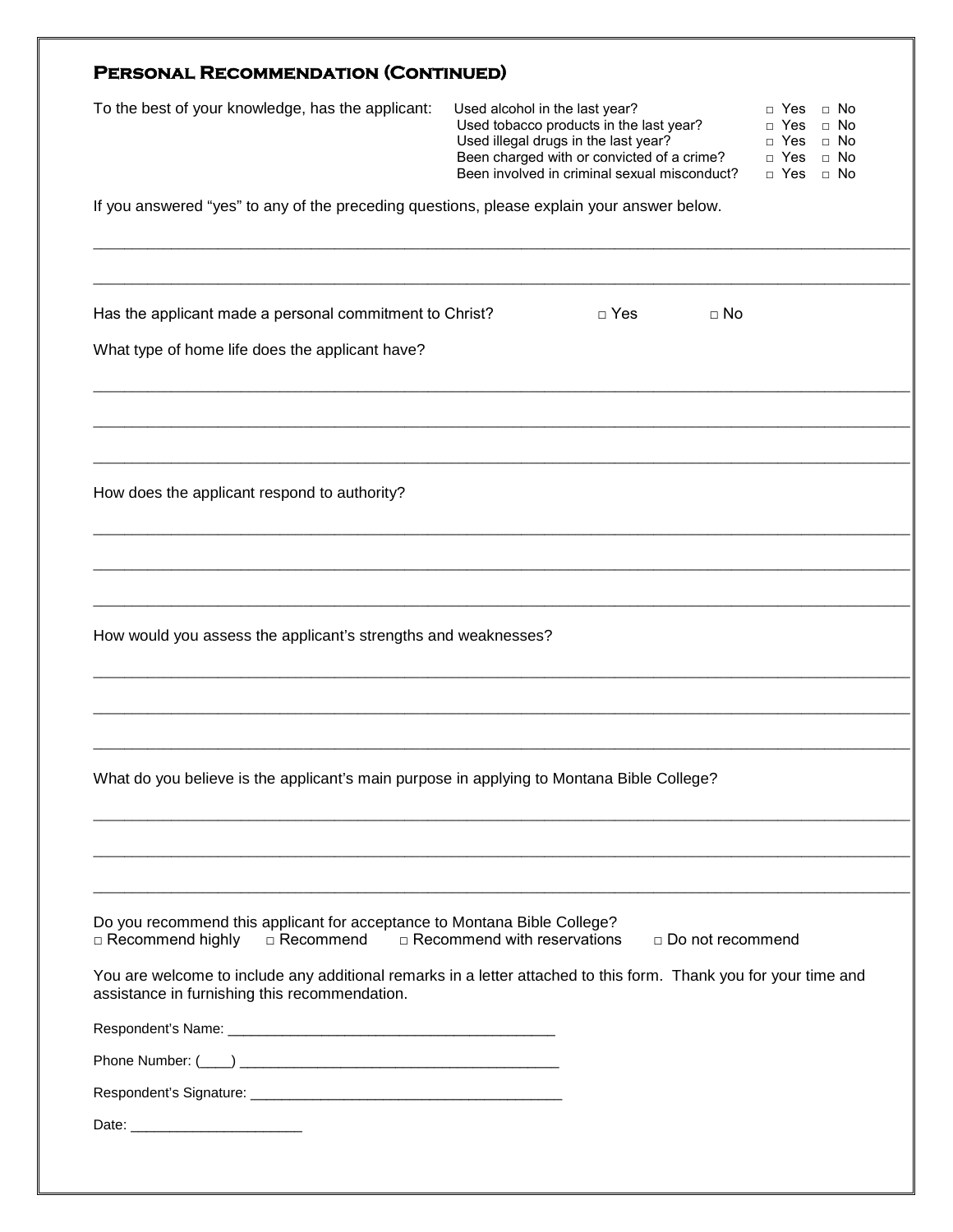## Personal Recommendation (Continued)

To the best of your knowledge, has the applicant:

| | | |
|---|---|---|
| Used alcohol in the last year? | □ Yes | □ No |
| Used tobacco products in the last year? | □ Yes | □ No |
| Used illegal drugs in the last year? | □ Yes | □ No |
| Been charged with or convicted of a crime? | □ Yes | □ No |
| Been involved in criminal sexual misconduct? | □ Yes | □ No |

If you answered "yes" to any of the preceding questions, please explain your answer below.

______________________________________________________________________________

______________________________________________________________________________

Has the applicant made a personal commitment to Christ? □ Yes □ No

What type of home life does the applicant have?

______________________________________________________________________________

______________________________________________________________________________

______________________________________________________________________________

How does the applicant respond to authority?

______________________________________________________________________________

______________________________________________________________________________

______________________________________________________________________________

How would you assess the applicant's strengths and weaknesses?

______________________________________________________________________________

______________________________________________________________________________

______________________________________________________________________________

What do you believe is the applicant's main purpose in applying to Montana Bible College?

______________________________________________________________________________

______________________________________________________________________________

______________________________________________________________________________

Do you recommend this applicant for acceptance to Montana Bible College?

□ Recommend highly □ Recommend □ Recommend with reservations □ Do not recommend

You are welcome to include any additional remarks in a letter attached to this form. Thank you for your time and assistance in furnishing this recommendation.

Respondent's Name: _________________________________________

Phone Number: (____) _________________________________________

Respondent's Signature: ________________________________________

Date: ______________________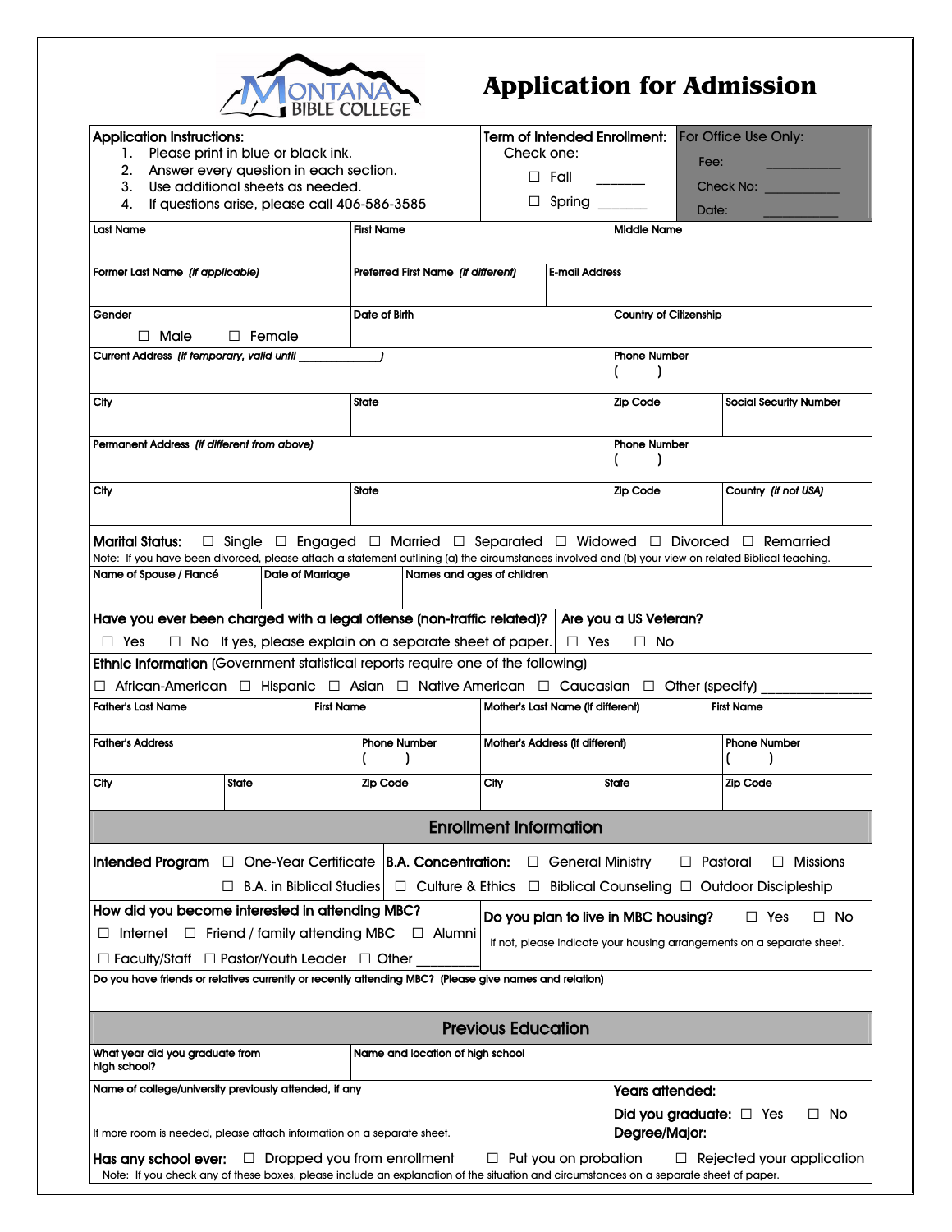MONTANA BIBLE COLLEGE

# Application for Admission

**Application Instructions:**

1. Please print in blue or black ink.
2. Answer every question in each section.
3. Use additional sheets as needed.
4. If questions arise, please call 406-586-3585

**Term of Intended Enrollment:** Check one:

☐ Fall _______

☐ Spring _______

**For Office Use Only:**

Fee: ___________

Check No: ___________

Date: ___________

| Last Name | First Name | Middle Name |
|---|---|---|
| | | |

| Former Last Name *(if applicable)* | Preferred First Name *(if different)* | E-mail Address |
|---|---|---|
| | | |

| Gender | Date of Birth | Country of Citizenship |
|---|---|---|
| ☐ Male ☐ Female | | |

| Current Address *(if temporary, valid until ____________)* | Phone Number |
|---|---|
| | (     ) |

| City | State | Zip Code | Social Security Number |
|---|---|---|---|
| | | | |

| Permanent Address *(if different from above)* | Phone Number |
|---|---|
| | (     ) |

| City | State | Zip Code | Country *(if not USA)* |
|---|---|---|---|
| | | | |

**Marital Status:** ☐ Single ☐ Engaged ☐ Married ☐ Separated ☐ Widowed ☐ Divorced ☐ Remarried

Note: If you have been divorced, please attach a statement outlining (a) the circumstances involved and (b) your view on related Biblical teaching.

| Name of Spouse / Fiancé | Date of Marriage | Names and ages of children |
|---|---|---|
| | | |

**Have you ever been charged with a legal offense (non-traffic related)?** ☐ Yes ☐ No If yes, please explain on a separate sheet of paper.

**Are you a US Veteran?** ☐ Yes ☐ No

**Ethnic Information** (Government statistical reports require one of the following)

☐ African-American ☐ Hispanic ☐ Asian ☐ Native American ☐ Caucasian ☐ Other (specify) ____________

| Father's Last Name | First Name | Mother's Last Name (if different) | First Name |
|---|---|---|---|
| | | | |

| Father's Address | Phone Number | Mother's Address (if different) | Phone Number |
|---|---|---|---|
| | (     ) | | (     ) |

| City | State | Zip Code | City | State | Zip Code |
|---|---|---|---|---|---|
| | | | | | |

## Enrollment Information

**Intended Program** ☐ One-Year Certificate ☐ B.A. in Biblical Studies

**B.A. Concentration:** ☐ General Ministry ☐ Pastoral ☐ Missions ☐ Culture & Ethics ☐ Biblical Counseling ☐ Outdoor Discipleship

**How did you become interested in attending MBC?**

☐ Internet ☐ Friend / family attending MBC ☐ Alumni ☐ Faculty/Staff ☐ Pastor/Youth Leader ☐ Other ____________

**Do you plan to live in MBC housing?** ☐ Yes ☐ No

If not, please indicate your housing arrangements on a separate sheet.

Do you have friends or relatives currently or recently attending MBC? (Please give names and relation)

## Previous Education

| What year did you graduate from high school? | Name and location of high school |
|---|---|
| | |

Name of college/university previously attended, if any

If more room is needed, please attach information on a separate sheet.

**Years attended:**

**Did you graduate:** ☐ Yes ☐ No

**Degree/Major:**

**Has any school ever:** ☐ Dropped you from enrollment ☐ Put you on probation ☐ Rejected your application

Note: If you check any of these boxes, please include an explanation of the situation and circumstances on a separate sheet of paper.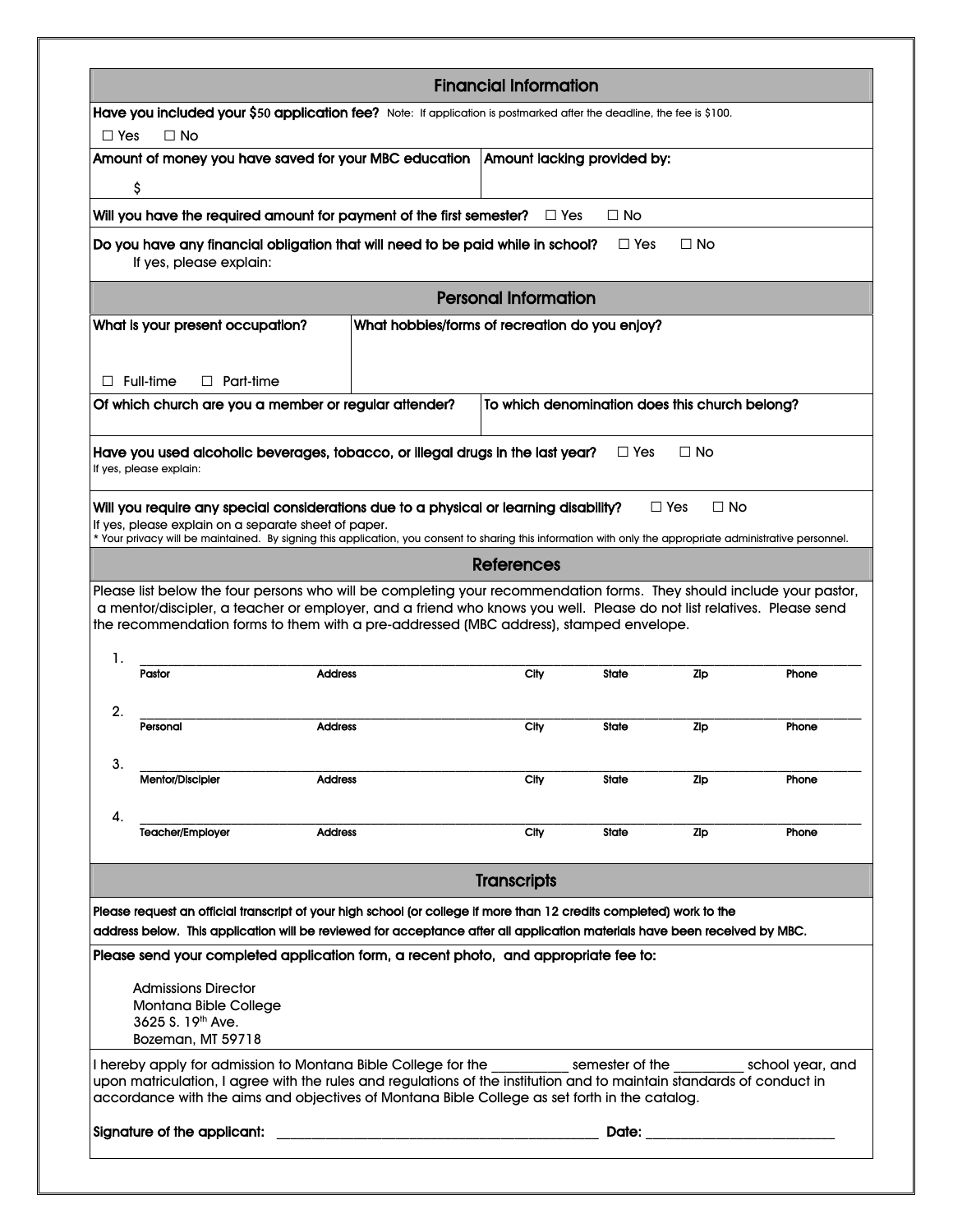## Financial Information

**Have you included your $50 application fee?** Note: If application is postmarked after the deadline, the fee is $100.

☐ Yes ☐ No

| **Amount of money you have saved for your MBC education** | **Amount lacking provided by:** |
|---|---|
| $ | |

**Will you have the required amount for payment of the first semester?** ☐ Yes ☐ No

**Do you have any financial obligation that will need to be paid while in school?** ☐ Yes ☐ No

If yes, please explain:

## Personal Information

| **What is your present occupation?** | **What hobbies/forms of recreation do you enjoy?** |
|---|---|
| ☐ Full-time ☐ Part-time | |

| **Of which church are you a member or regular attender?** | **To which denomination does this church belong?** |
|---|---|
| | |

**Have you used alcoholic beverages, tobacco, or illegal drugs in the last year?** ☐ Yes ☐ No

If yes, please explain:

**Will you require any special considerations due to a physical or learning disability?** ☐ Yes ☐ No

If yes, please explain on a separate sheet of paper.

* Your privacy will be maintained. By signing this application, you consent to sharing this information with only the appropriate administrative personnel.

## References

Please list below the four persons who will be completing your recommendation forms. They should include your pastor, a mentor/discipler, a teacher or employer, and a friend who knows you well. Please do not list relatives. Please send the recommendation forms to them with a pre-addressed (MBC address), stamped envelope.

| # | Name | Address | City | State | Zip | Phone |
|---|---|---|---|---|---|---|
| 1. | Pastor | | | | | |
| 2. | Personal | | | | | |
| 3. | Mentor/Discipler | | | | | |
| 4. | Teacher/Employer | | | | | |

## Transcripts

**Please request an official transcript of your high school (or college if more than 12 credits completed) work to the address below. This application will be reviewed for acceptance after all application materials have been received by MBC.**

**Please send your completed application form, a recent photo, and appropriate fee to:**

Admissions Director
Montana Bible College
3625 S. 19th Ave.
Bozeman, MT 59718

I hereby apply for admission to Montana Bible College for the ___________ semester of the __________ school year, and upon matriculation, I agree with the rules and regulations of the institution and to maintain standards of conduct in accordance with the aims and objectives of Montana Bible College as set forth in the catalog.

**Signature of the applicant:** _______________________________________________ **Date:** ___________________________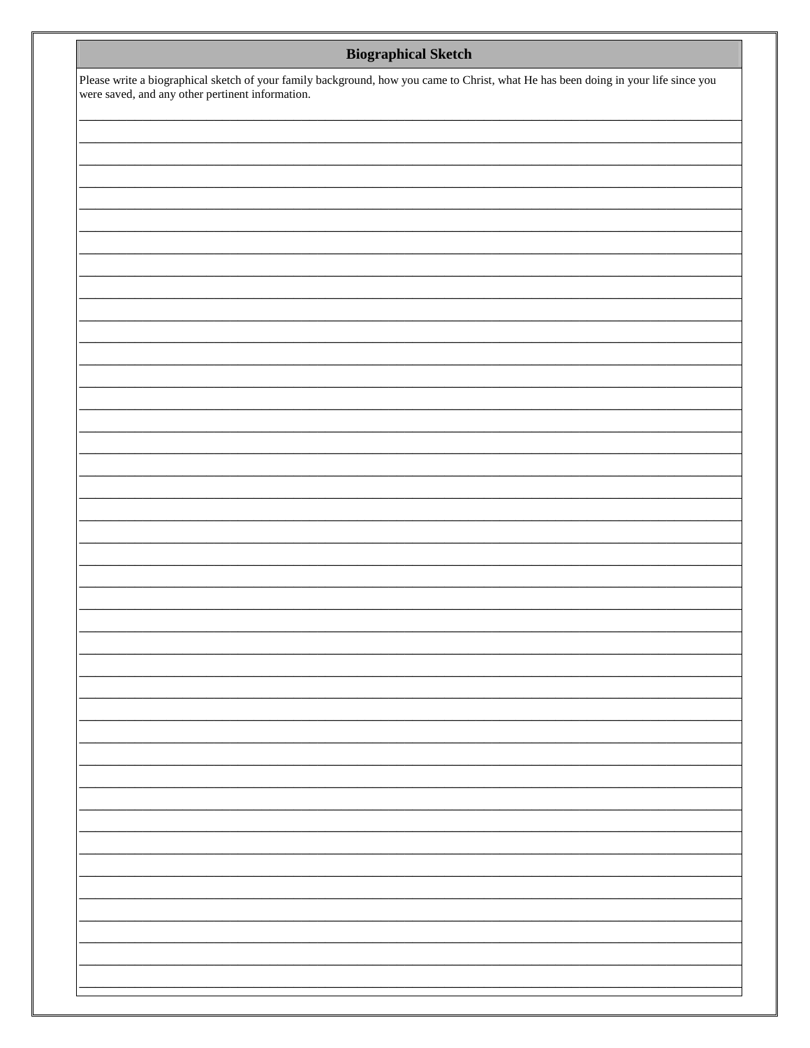## Biographical Sketch

Please write a biographical sketch of your family background, how you came to Christ, what He has been doing in your life since you were saved, and any other pertinent information.